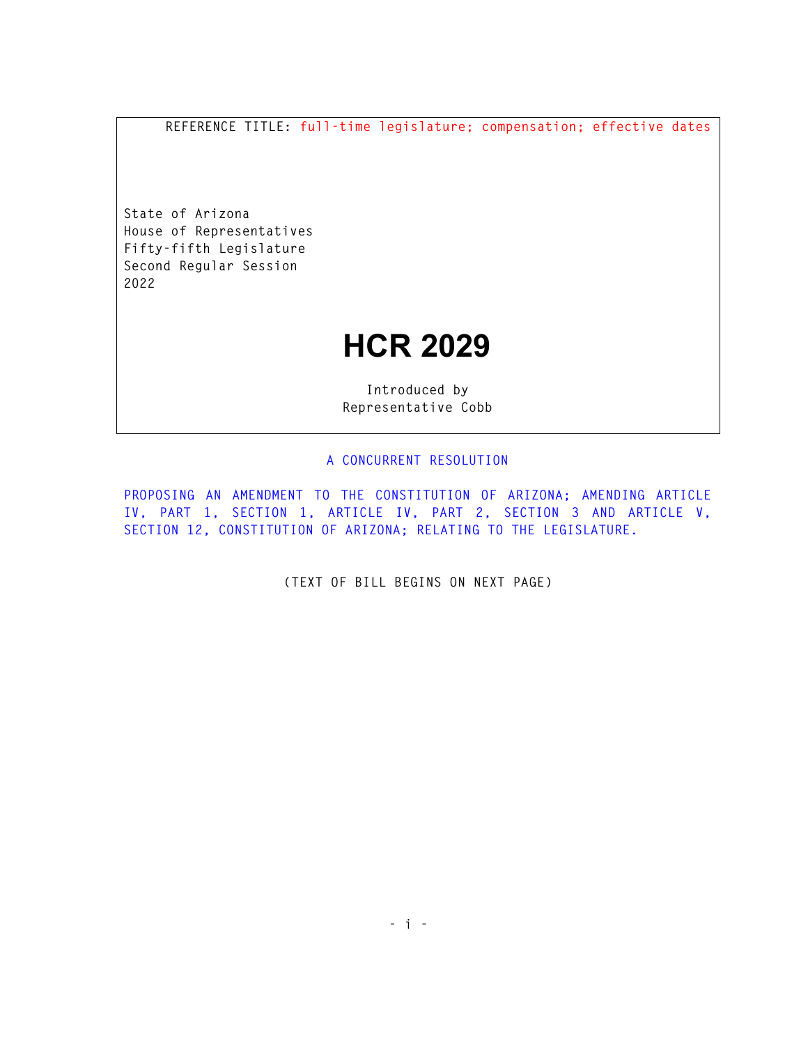REFERENCE TITLE: full-time legislature; compensation; effective dates

State of Arizona
House of Representatives
Fifty-fifth Legislature
Second Regular Session
2022

# HCR 2029

Introduced by
Representative Cobb

A CONCURRENT RESOLUTION

PROPOSING AN AMENDMENT TO THE CONSTITUTION OF ARIZONA; AMENDING ARTICLE IV, PART 1, SECTION 1, ARTICLE IV, PART 2, SECTION 3 AND ARTICLE V, SECTION 12, CONSTITUTION OF ARIZONA; RELATING TO THE LEGISLATURE.

(TEXT OF BILL BEGINS ON NEXT PAGE)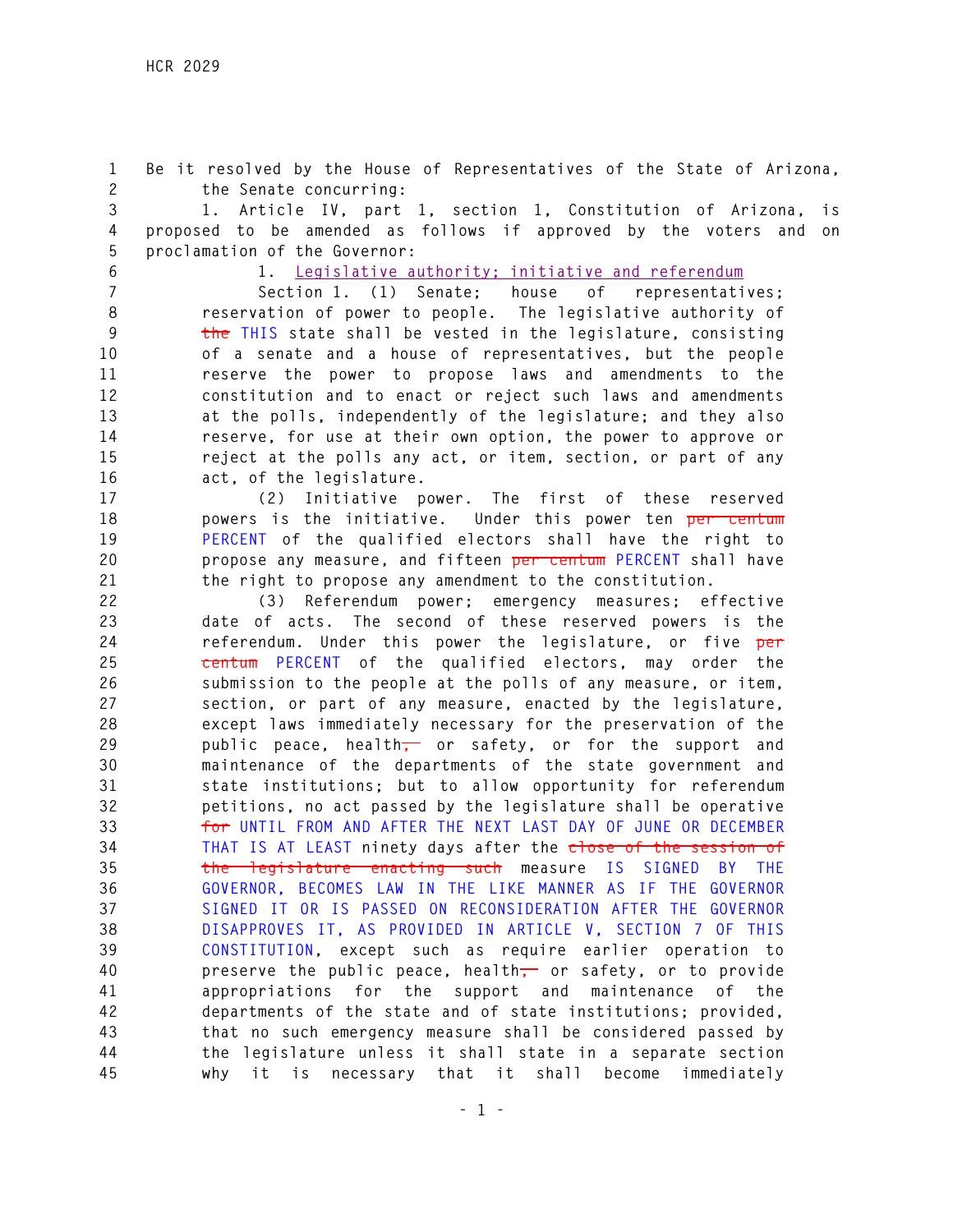Be it resolved by the House of Representatives of the State of Arizona, the Senate concurring:

1. Article IV, part 1, section 1, Constitution of Arizona, is proposed to be amended as follows if approved by the voters and on proclamation of the Governor:

1. Legislative authority; initiative and referendum

Section 1. (1) Senate; house of representatives; reservation of power to people. The legislative authority of ~~the~~ THIS state shall be vested in the legislature, consisting of a senate and a house of representatives, but the people reserve the power to propose laws and amendments to the constitution and to enact or reject such laws and amendments at the polls, independently of the legislature; and they also reserve, for use at their own option, the power to approve or reject at the polls any act, or item, section, or part of any act, of the legislature.

(2) Initiative power. The first of these reserved powers is the initiative. Under this power ten ~~per centum~~ PERCENT of the qualified electors shall have the right to propose any measure, and fifteen ~~per centum~~ PERCENT shall have the right to propose any amendment to the constitution.

(3) Referendum power; emergency measures; effective date of acts. The second of these reserved powers is the referendum. Under this power the legislature, or five ~~per centum~~ PERCENT of the qualified electors, may order the submission to the people at the polls of any measure, or item, section, or part of any measure, enacted by the legislature, except laws immediately necessary for the preservation of the public peace, health~~,~~ or safety, or for the support and maintenance of the departments of the state government and state institutions; but to allow opportunity for referendum petitions, no act passed by the legislature shall be operative ~~for~~ UNTIL FROM AND AFTER THE NEXT LAST DAY OF JUNE OR DECEMBER THAT IS AT LEAST ninety days after the ~~close of the session of the legislature enacting such~~ measure IS SIGNED BY THE GOVERNOR, BECOMES LAW IN THE LIKE MANNER AS IF THE GOVERNOR SIGNED IT OR IS PASSED ON RECONSIDERATION AFTER THE GOVERNOR DISAPPROVES IT, AS PROVIDED IN ARTICLE V, SECTION 7 OF THIS CONSTITUTION, except such as require earlier operation to preserve the public peace, health~~,~~ or safety, or to provide appropriations for the support and maintenance of the departments of the state and of state institutions; provided, that no such emergency measure shall be considered passed by the legislature unless it shall state in a separate section why it is necessary that it shall become immediately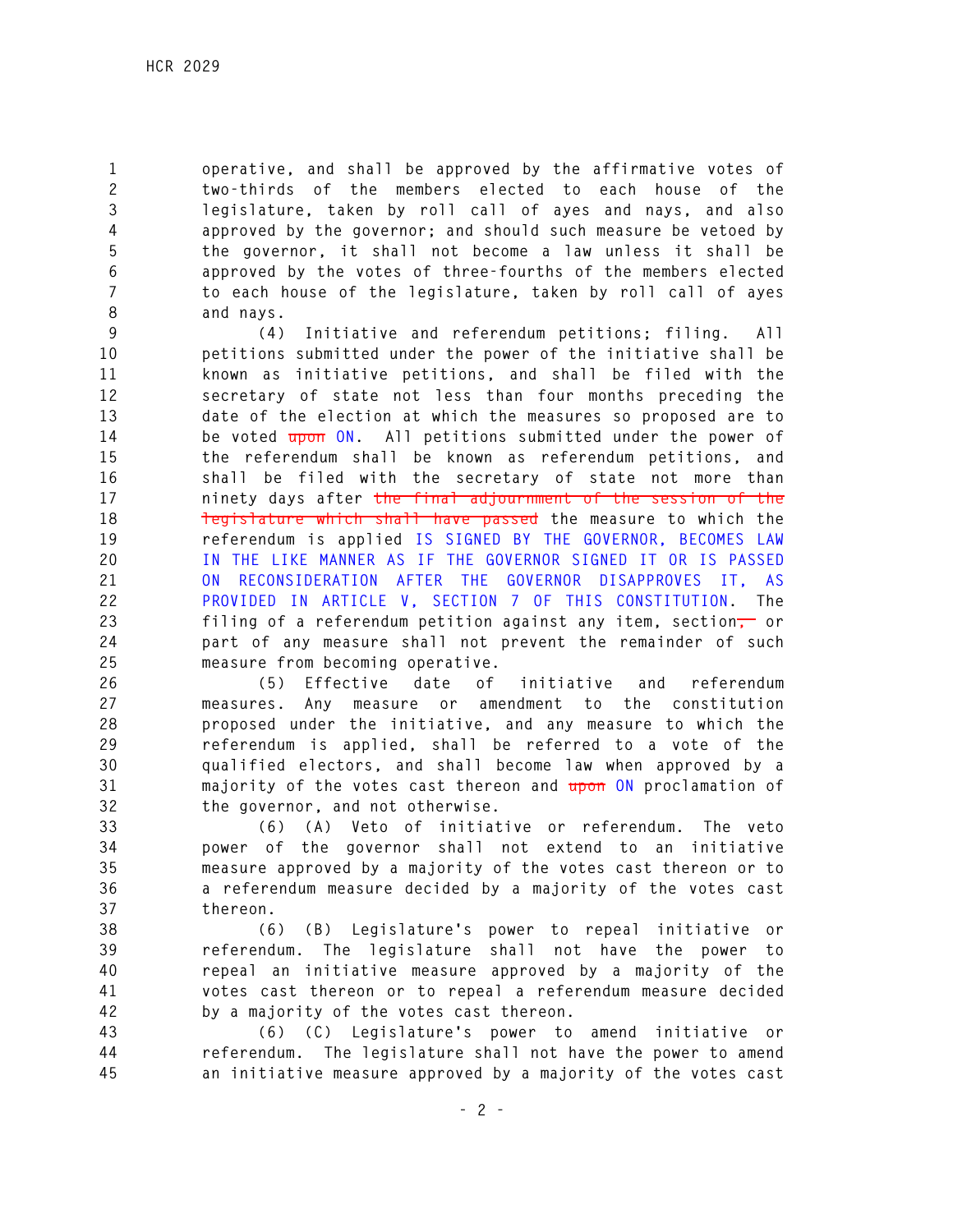operative, and shall be approved by the affirmative votes of two-thirds of the members elected to each house of the legislature, taken by roll call of ayes and nays, and also approved by the governor; and should such measure be vetoed by the governor, it shall not become a law unless it shall be approved by the votes of three-fourths of the members elected to each house of the legislature, taken by roll call of ayes and nays.

(4) Initiative and referendum petitions; filing. All petitions submitted under the power of the initiative shall be known as initiative petitions, and shall be filed with the secretary of state not less than four months preceding the date of the election at which the measures so proposed are to be voted ~~upon~~ ON. All petitions submitted under the power of the referendum shall be known as referendum petitions, and shall be filed with the secretary of state not more than ninety days after ~~the final adjournment of the session of the legislature which shall have passed~~ the measure to which the referendum is applied IS SIGNED BY THE GOVERNOR, BECOMES LAW IN THE LIKE MANNER AS IF THE GOVERNOR SIGNED IT OR IS PASSED ON RECONSIDERATION AFTER THE GOVERNOR DISAPPROVES IT, AS PROVIDED IN ARTICLE V, SECTION 7 OF THIS CONSTITUTION. The filing of a referendum petition against any item, section~~,~~ or part of any measure shall not prevent the remainder of such measure from becoming operative.

(5) Effective date of initiative and referendum measures. Any measure or amendment to the constitution proposed under the initiative, and any measure to which the referendum is applied, shall be referred to a vote of the qualified electors, and shall become law when approved by a majority of the votes cast thereon and ~~upon~~ ON proclamation of the governor, and not otherwise.

(6) (A) Veto of initiative or referendum. The veto power of the governor shall not extend to an initiative measure approved by a majority of the votes cast thereon or to a referendum measure decided by a majority of the votes cast thereon.

(6) (B) Legislature's power to repeal initiative or referendum. The legislature shall not have the power to repeal an initiative measure approved by a majority of the votes cast thereon or to repeal a referendum measure decided by a majority of the votes cast thereon.

(6) (C) Legislature's power to amend initiative or referendum. The legislature shall not have the power to amend an initiative measure approved by a majority of the votes cast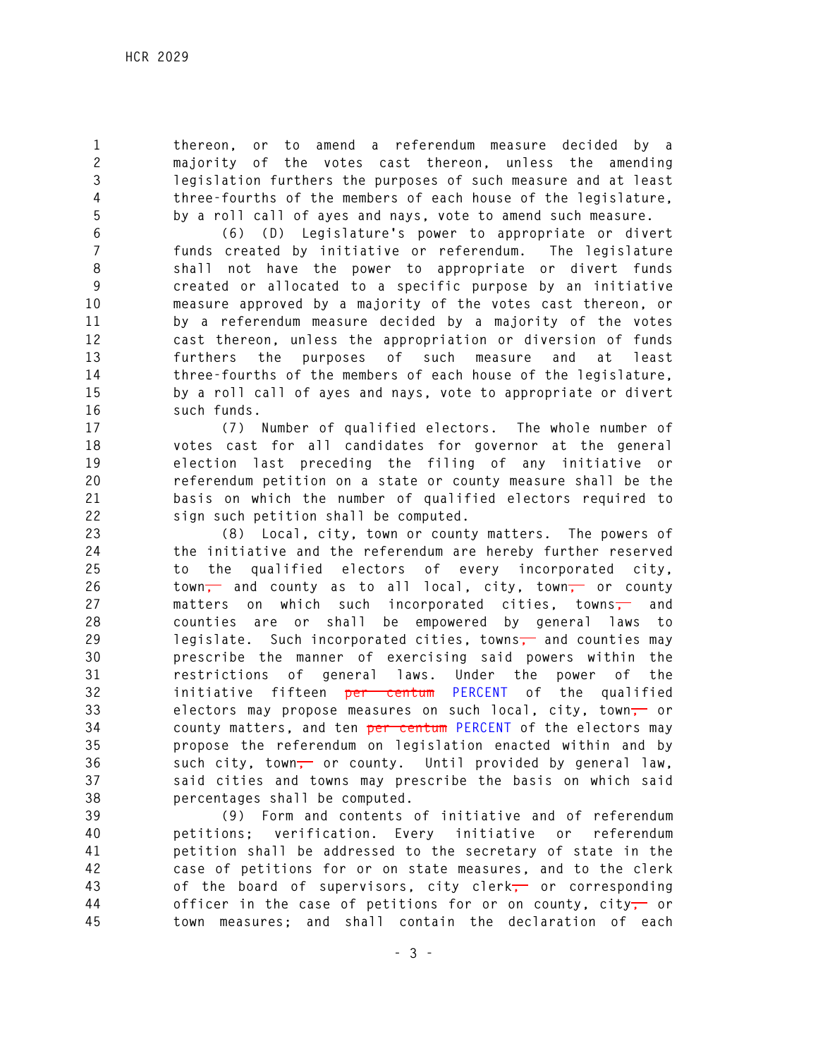thereon, or to amend a referendum measure decided by a majority of the votes cast thereon, unless the amending legislation furthers the purposes of such measure and at least three-fourths of the members of each house of the legislature, by a roll call of ayes and nays, vote to amend such measure.

(6) (D) Legislature's power to appropriate or divert funds created by initiative or referendum. The legislature shall not have the power to appropriate or divert funds created or allocated to a specific purpose by an initiative measure approved by a majority of the votes cast thereon, or by a referendum measure decided by a majority of the votes cast thereon, unless the appropriation or diversion of funds furthers the purposes of such measure and at least three-fourths of the members of each house of the legislature, by a roll call of ayes and nays, vote to appropriate or divert such funds.

(7) Number of qualified electors. The whole number of votes cast for all candidates for governor at the general election last preceding the filing of any initiative or referendum petition on a state or county measure shall be the basis on which the number of qualified electors required to sign such petition shall be computed.

(8) Local, city, town or county matters. The powers of the initiative and the referendum are hereby further reserved to the qualified electors of every incorporated city, town, and county as to all local, city, town, or county matters on which such incorporated cities, towns, and counties are or shall be empowered by general laws to legislate. Such incorporated cities, towns, and counties may prescribe the manner of exercising said powers within the restrictions of general laws. Under the power of the initiative fifteen ~~per centum~~ PERCENT of the qualified electors may propose measures on such local, city, town, or county matters, and ten ~~per centum~~ PERCENT of the electors may propose the referendum on legislation enacted within and by such city, town, or county. Until provided by general law, said cities and towns may prescribe the basis on which said percentages shall be computed.

(9) Form and contents of initiative and of referendum petitions; verification. Every initiative or referendum petition shall be addressed to the secretary of state in the case of petitions for or on state measures, and to the clerk of the board of supervisors, city clerk, or corresponding officer in the case of petitions for or on county, city, or town measures; and shall contain the declaration of each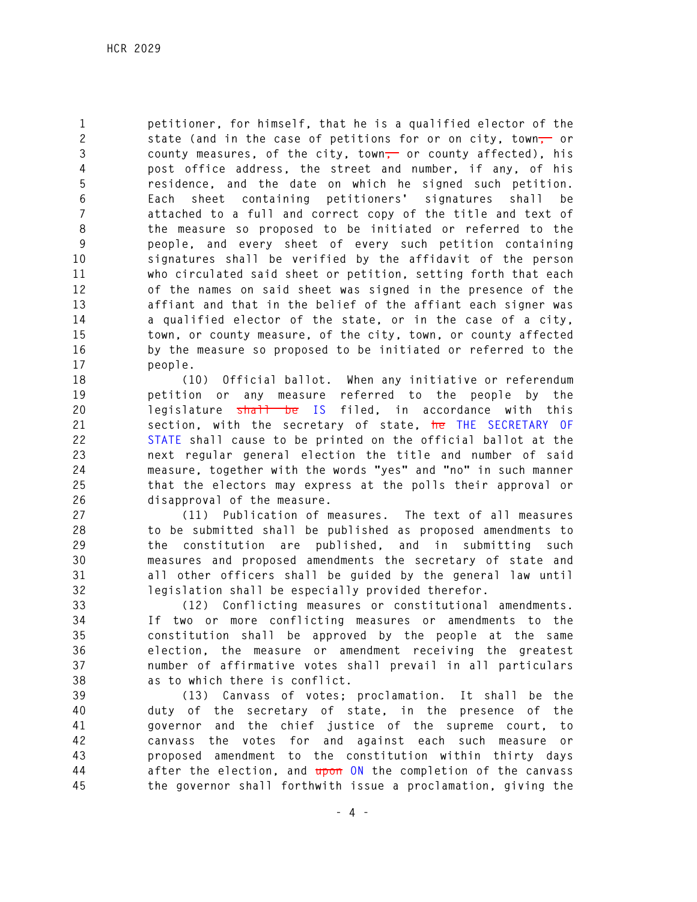petitioner, for himself, that he is a qualified elector of the state (and in the case of petitions for or on city, town~~,~~ or county measures, of the city, town~~,~~ or county affected), his post office address, the street and number, if any, of his residence, and the date on which he signed such petition. Each sheet containing petitioners' signatures shall be attached to a full and correct copy of the title and text of the measure so proposed to be initiated or referred to the people, and every sheet of every such petition containing signatures shall be verified by the affidavit of the person who circulated said sheet or petition, setting forth that each of the names on said sheet was signed in the presence of the affiant and that in the belief of the affiant each signer was a qualified elector of the state, or in the case of a city, town, or county measure, of the city, town, or county affected by the measure so proposed to be initiated or referred to the people.

(10) Official ballot. When any initiative or referendum petition or any measure referred to the people by the legislature ~~shall be~~ IS filed, in accordance with this section, with the secretary of state, ~~he~~ THE SECRETARY OF STATE shall cause to be printed on the official ballot at the next regular general election the title and number of said measure, together with the words "yes" and "no" in such manner that the electors may express at the polls their approval or disapproval of the measure.

(11) Publication of measures. The text of all measures to be submitted shall be published as proposed amendments to the constitution are published, and in submitting such measures and proposed amendments the secretary of state and all other officers shall be guided by the general law until legislation shall be especially provided therefor.

(12) Conflicting measures or constitutional amendments. If two or more conflicting measures or amendments to the constitution shall be approved by the people at the same election, the measure or amendment receiving the greatest number of affirmative votes shall prevail in all particulars as to which there is conflict.

(13) Canvass of votes; proclamation. It shall be the duty of the secretary of state, in the presence of the governor and the chief justice of the supreme court, to canvass the votes for and against each such measure or proposed amendment to the constitution within thirty days after the election, and ~~upon~~ ON the completion of the canvass the governor shall forthwith issue a proclamation, giving the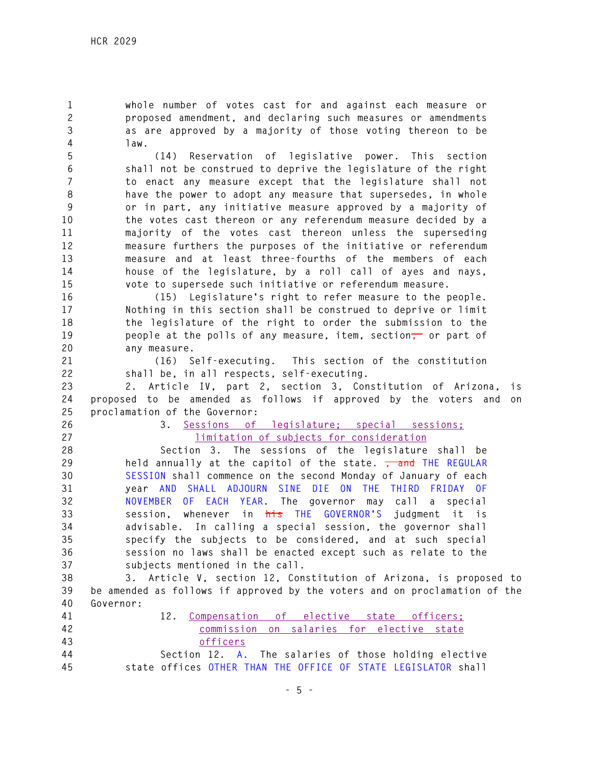whole number of votes cast for and against each measure or proposed amendment, and declaring such measures or amendments as are approved by a majority of those voting thereon to be law.

(14) Reservation of legislative power. This section shall not be construed to deprive the legislature of the right to enact any measure except that the legislature shall not have the power to adopt any measure that supersedes, in whole or in part, any initiative measure approved by a majority of the votes cast thereon or any referendum measure decided by a majority of the votes cast thereon unless the superseding measure furthers the purposes of the initiative or referendum measure and at least three-fourths of the members of each house of the legislature, by a roll call of ayes and nays, vote to supersede such initiative or referendum measure.

(15) Legislature's right to refer measure to the people. Nothing in this section shall be construed to deprive or limit the legislature of the right to order the submission to the people at the polls of any measure, item, section~~,~~ or part of any measure.

(16) Self-executing. This section of the constitution shall be, in all respects, self-executing.

2. Article IV, part 2, section 3, Constitution of Arizona, is proposed to be amended as follows if approved by the voters and on proclamation of the Governor:

3. Sessions of legislature; special sessions; limitation of subjects for consideration

Section 3. The sessions of the legislature shall be held annually at the capitol of the state. ~~, and~~ THE REGULAR SESSION shall commence on the second Monday of January of each year AND SHALL ADJOURN SINE DIE ON THE THIRD FRIDAY OF NOVEMBER OF EACH YEAR. The governor may call a special session, whenever in ~~his~~ THE GOVERNOR'S judgment it is advisable. In calling a special session, the governor shall specify the subjects to be considered, and at such special session no laws shall be enacted except such as relate to the subjects mentioned in the call.

3. Article V, section 12, Constitution of Arizona, is proposed to be amended as follows if approved by the voters and on proclamation of the Governor:

12. Compensation of elective state officers; commission on salaries for elective state officers

Section 12. A. The salaries of those holding elective state offices OTHER THAN THE OFFICE OF STATE LEGISLATOR shall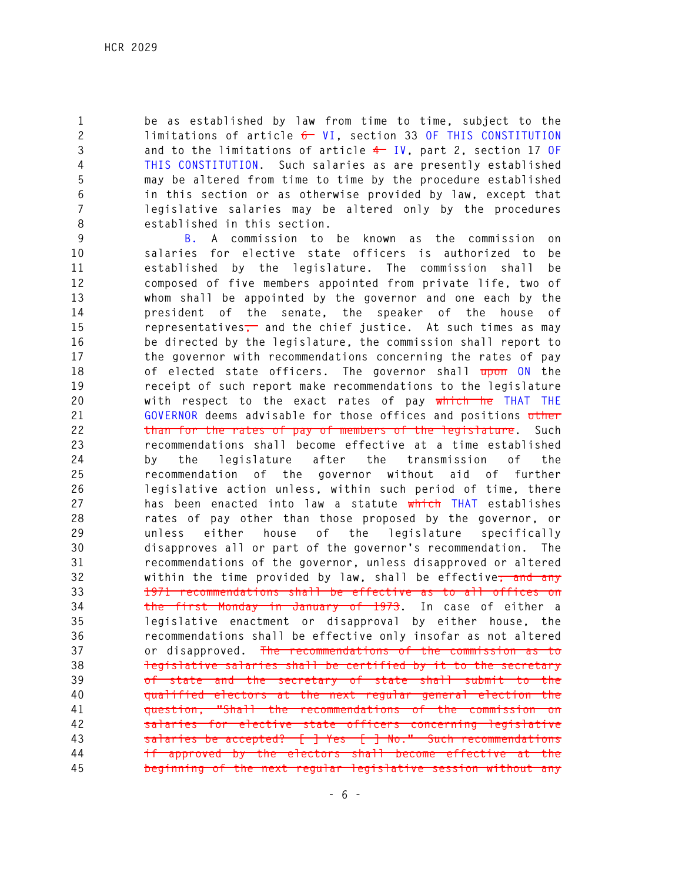be as established by law from time to time, subject to the limitations of article ~~6~~ VI, section 33 OF THIS CONSTITUTION and to the limitations of article ~~4~~ IV, part 2, section 17 OF THIS CONSTITUTION. Such salaries as are presently established may be altered from time to time by the procedure established in this section or as otherwise provided by law, except that legislative salaries may be altered only by the procedures established in this section.

B. A commission to be known as the commission on salaries for elective state officers is authorized to be established by the legislature. The commission shall be composed of five members appointed from private life, two of whom shall be appointed by the governor and one each by the president of the senate, the speaker of the house of representatives~~,~~ and the chief justice. At such times as may be directed by the legislature, the commission shall report to the governor with recommendations concerning the rates of pay of elected state officers. The governor shall ~~upon~~ ON the receipt of such report make recommendations to the legislature with respect to the exact rates of pay ~~which he~~ THAT THE GOVERNOR deems advisable for those offices and positions ~~other than for the rates of pay of members of the legislature~~. Such recommendations shall become effective at a time established by the legislature after the transmission of the recommendation of the governor without aid of further legislative action unless, within such period of time, there has been enacted into law a statute ~~which~~ THAT establishes rates of pay other than those proposed by the governor, or unless either house of the legislature specifically disapproves all or part of the governor's recommendation. The recommendations of the governor, unless disapproved or altered within the time provided by law, shall be effective~~, and any 1971 recommendations shall be effective as to all offices on the first Monday in January of 1973~~. In case of either a legislative enactment or disapproval by either house, the recommendations shall be effective only insofar as not altered or disapproved. ~~The recommendations of the commission as to legislative salaries shall be certified by it to the secretary of state and the secretary of state shall submit to the qualified electors at the next regular general election the question, "Shall the recommendations of the commission on salaries for elective state officers concerning legislative salaries be accepted? [ ] Yes [ ] No." Such recommendations if approved by the electors shall become effective at the beginning of the next regular legislative session without any~~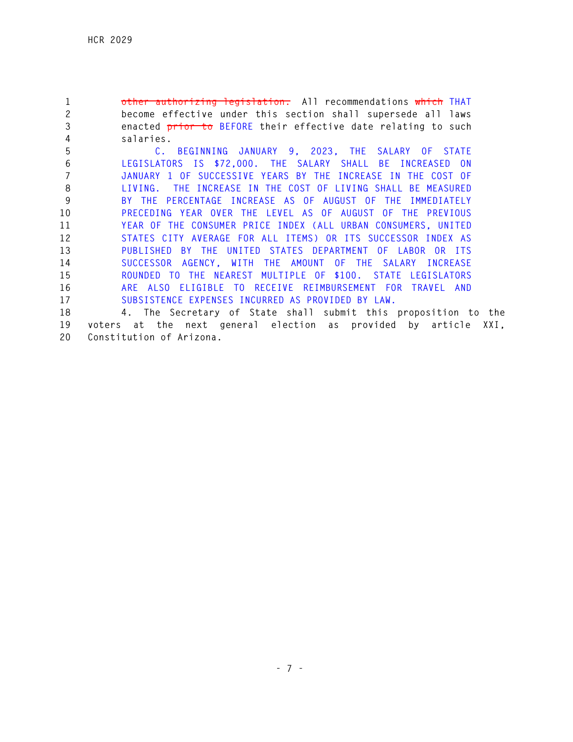~~other authorizing legislation.~~ All recommendations ~~which~~ THAT become effective under this section shall supersede all laws enacted ~~prior to~~ BEFORE their effective date relating to such salaries.

C. BEGINNING JANUARY 9, 2023, THE SALARY OF STATE LEGISLATORS IS $72,000. THE SALARY SHALL BE INCREASED ON JANUARY 1 OF SUCCESSIVE YEARS BY THE INCREASE IN THE COST OF LIVING. THE INCREASE IN THE COST OF LIVING SHALL BE MEASURED BY THE PERCENTAGE INCREASE AS OF AUGUST OF THE IMMEDIATELY PRECEDING YEAR OVER THE LEVEL AS OF AUGUST OF THE PREVIOUS YEAR OF THE CONSUMER PRICE INDEX (ALL URBAN CONSUMERS, UNITED STATES CITY AVERAGE FOR ALL ITEMS) OR ITS SUCCESSOR INDEX AS PUBLISHED BY THE UNITED STATES DEPARTMENT OF LABOR OR ITS SUCCESSOR AGENCY, WITH THE AMOUNT OF THE SALARY INCREASE ROUNDED TO THE NEAREST MULTIPLE OF $100. STATE LEGISLATORS ARE ALSO ELIGIBLE TO RECEIVE REIMBURSEMENT FOR TRAVEL AND SUBSISTENCE EXPENSES INCURRED AS PROVIDED BY LAW.

4. The Secretary of State shall submit this proposition to the voters at the next general election as provided by article XXI, Constitution of Arizona.